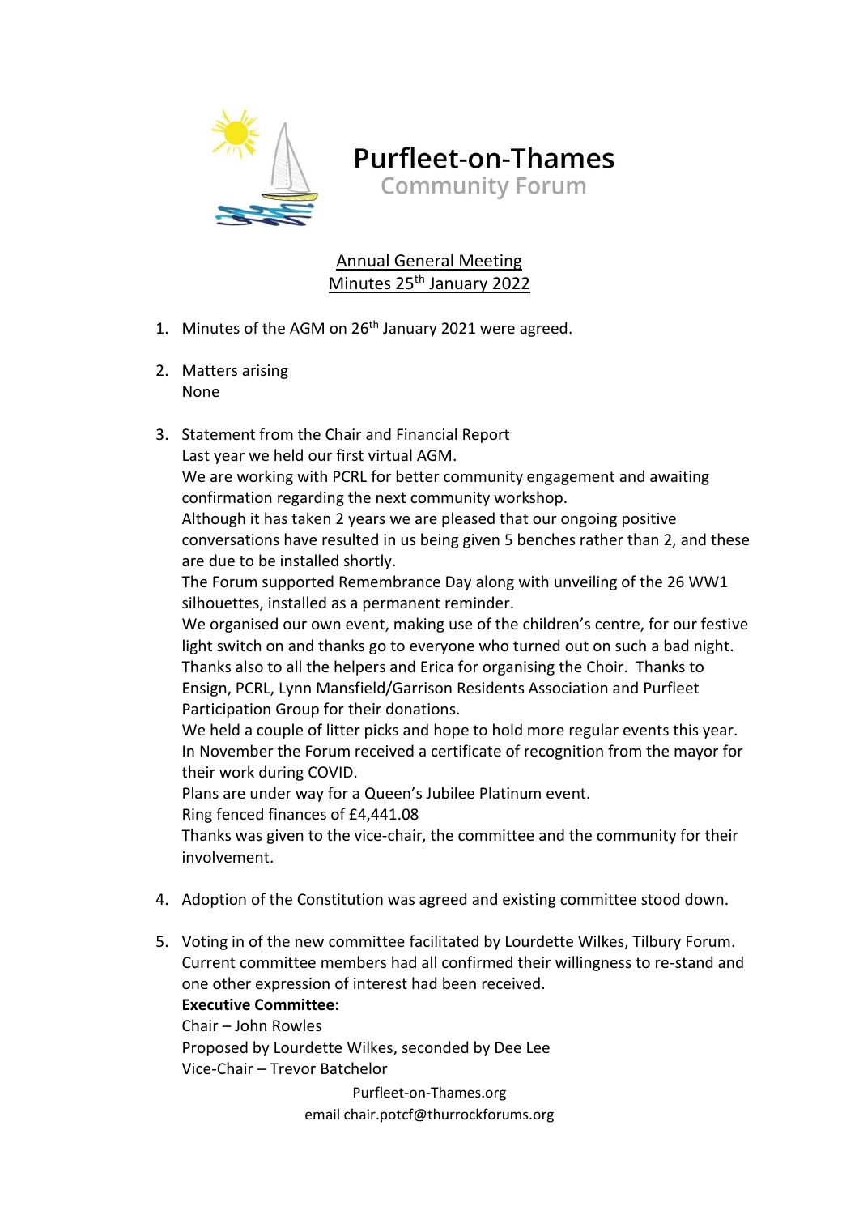# Purfleet-on-Thames
## Community Forum

### Annual General Meeting
### Minutes 25th January 2022

1. Minutes of the AGM on 26th January 2021 were agreed.

2. Matters arising
   None

3. Statement from the Chair and Financial Report
   Last year we held our first virtual AGM.
   We are working with PCRL for better community engagement and awaiting confirmation regarding the next community workshop.
   Although it has taken 2 years we are pleased that our ongoing positive conversations have resulted in us being given 5 benches rather than 2, and these are due to be installed shortly.
   The Forum supported Remembrance Day along with unveiling of the 26 WW1 silhouettes, installed as a permanent reminder.
   We organised our own event, making use of the children's centre, for our festive light switch on and thanks go to everyone who turned out on such a bad night. Thanks also to all the helpers and Erica for organising the Choir. Thanks to Ensign, PCRL, Lynn Mansfield/Garrison Residents Association and Purfleet Participation Group for their donations.
   We held a couple of litter picks and hope to hold more regular events this year.
   In November the Forum received a certificate of recognition from the mayor for their work during COVID.
   Plans are under way for a Queen's Jubilee Platinum event.
   Ring fenced finances of £4,441.08
   Thanks was given to the vice-chair, the committee and the community for their involvement.

4. Adoption of the Constitution was agreed and existing committee stood down.

5. Voting in of the new committee facilitated by Lourdette Wilkes, Tilbury Forum.
   Current committee members had all confirmed their willingness to re-stand and one other expression of interest had been received.
   **Executive Committee:**
   Chair – John Rowles
   Proposed by Lourdette Wilkes, seconded by Dee Lee
   Vice-Chair – Trevor Batchelor

Purfleet-on-Thames.org
email chair.potcf@thurrockforums.org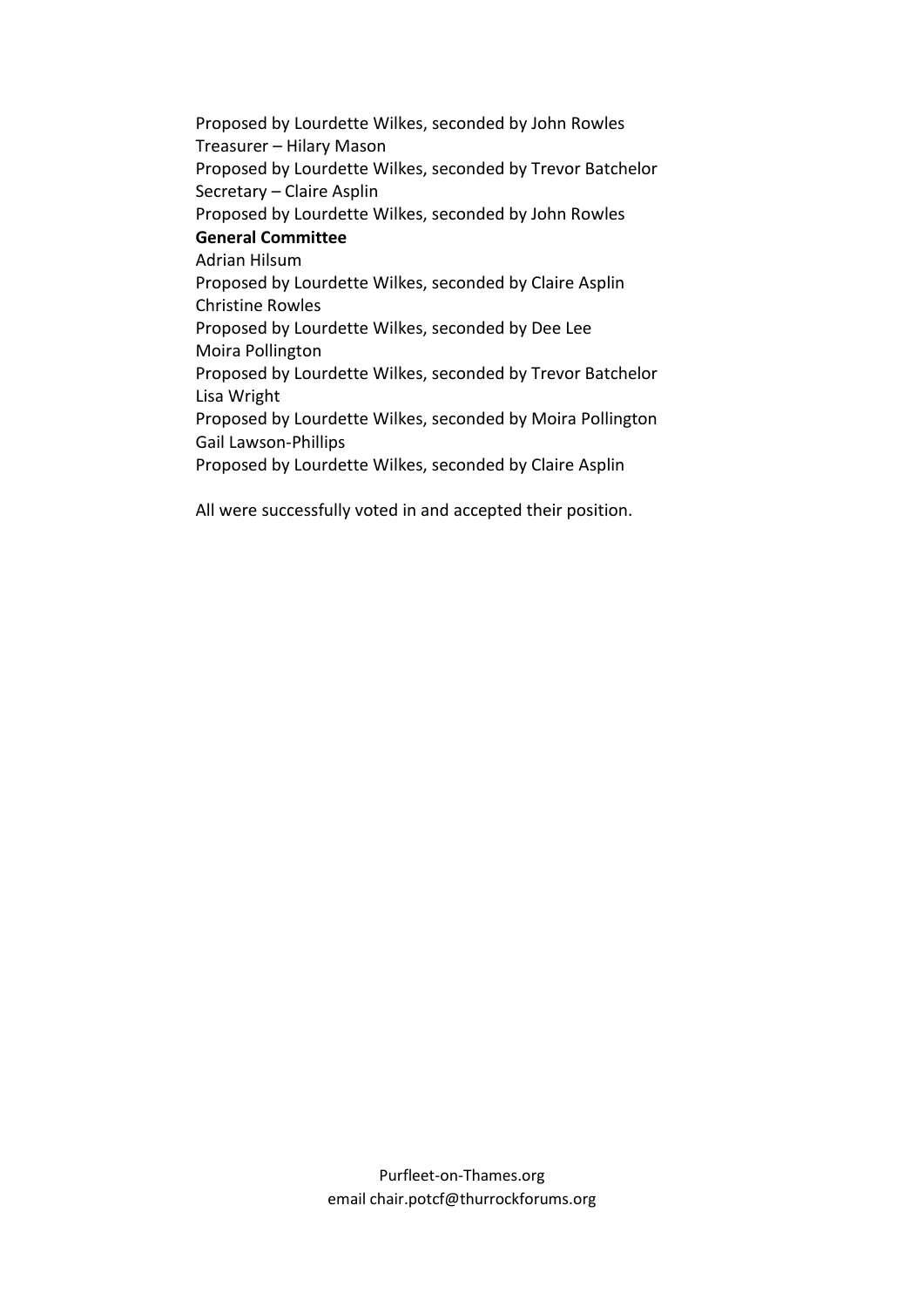Proposed by Lourdette Wilkes, seconded by John Rowles
Treasurer – Hilary Mason
Proposed by Lourdette Wilkes, seconded by Trevor Batchelor
Secretary – Claire Asplin
Proposed by Lourdette Wilkes, seconded by John Rowles
**General Committee**
Adrian Hilsum
Proposed by Lourdette Wilkes, seconded by Claire Asplin
Christine Rowles
Proposed by Lourdette Wilkes, seconded by Dee Lee
Moira Pollington
Proposed by Lourdette Wilkes, seconded by Trevor Batchelor
Lisa Wright
Proposed by Lourdette Wilkes, seconded by Moira Pollington
Gail Lawson-Phillips
Proposed by Lourdette Wilkes, seconded by Claire Asplin

All were successfully voted in and accepted their position.

Purfleet-on-Thames.org
email chair.potcf@thurrockforums.org